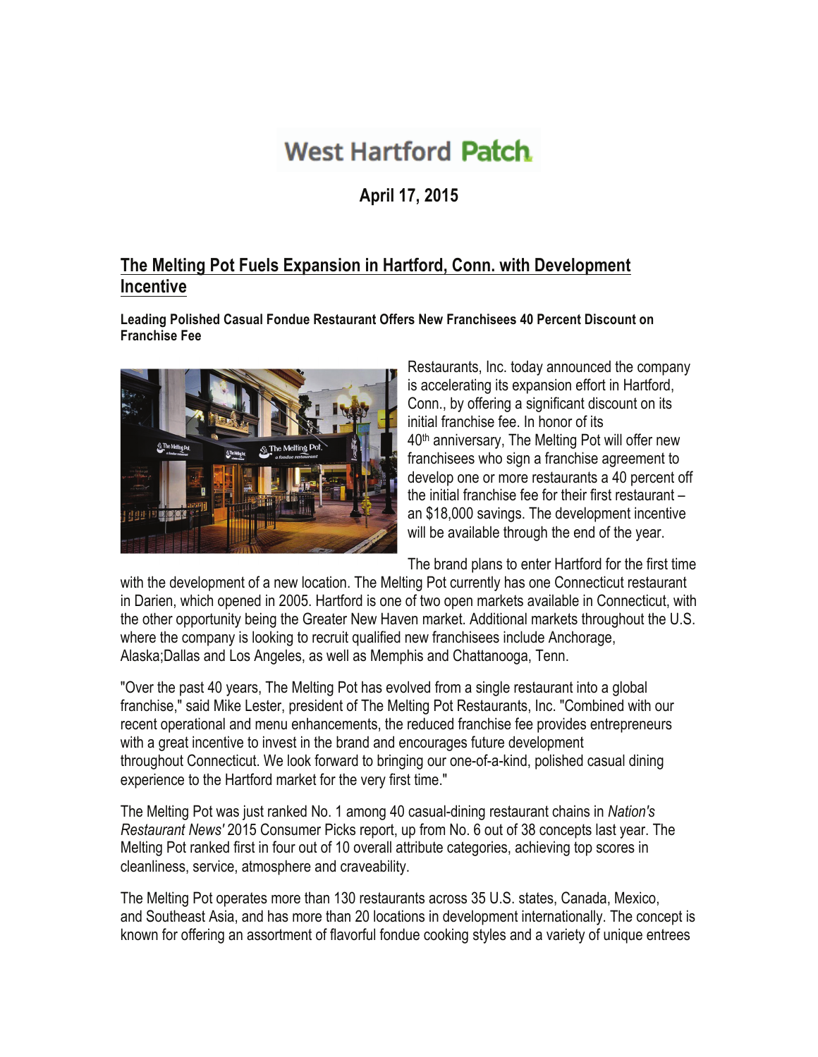# West Hartford Patch

**April 17, 2015**

## The Melting Pot Fuels Expansion in Hartford, Conn. with Development Incentive

**Leading Polished Casual Fondue Restaurant Offers New Franchisees 40 Percent Discount on Franchise Fee**

Restaurants, Inc. today announced the company is accelerating its expansion effort in Hartford, Conn., by offering a significant discount on its initial franchise fee. In honor of its 40th anniversary, The Melting Pot will offer new franchisees who sign a franchise agreement to develop one or more restaurants a 40 percent off the initial franchise fee for their first restaurant – an $18,000 savings. The development incentive will be available through the end of the year.

The brand plans to enter Hartford for the first time with the development of a new location. The Melting Pot currently has one Connecticut restaurant in Darien, which opened in 2005. Hartford is one of two open markets available in Connecticut, with the other opportunity being the Greater New Haven market. Additional markets throughout the U.S. where the company is looking to recruit qualified new franchisees include Anchorage, Alaska;Dallas and Los Angeles, as well as Memphis and Chattanooga, Tenn.

"Over the past 40 years, The Melting Pot has evolved from a single restaurant into a global franchise," said Mike Lester, president of The Melting Pot Restaurants, Inc. "Combined with our recent operational and menu enhancements, the reduced franchise fee provides entrepreneurs with a great incentive to invest in the brand and encourages future development throughout Connecticut. We look forward to bringing our one-of-a-kind, polished casual dining experience to the Hartford market for the very first time."

The Melting Pot was just ranked No. 1 among 40 casual-dining restaurant chains in *Nation's Restaurant News'* 2015 Consumer Picks report, up from No. 6 out of 38 concepts last year. The Melting Pot ranked first in four out of 10 overall attribute categories, achieving top scores in cleanliness, service, atmosphere and craveability.

The Melting Pot operates more than 130 restaurants across 35 U.S. states, Canada, Mexico, and Southeast Asia, and has more than 20 locations in development internationally. The concept is known for offering an assortment of flavorful fondue cooking styles and a variety of unique entrees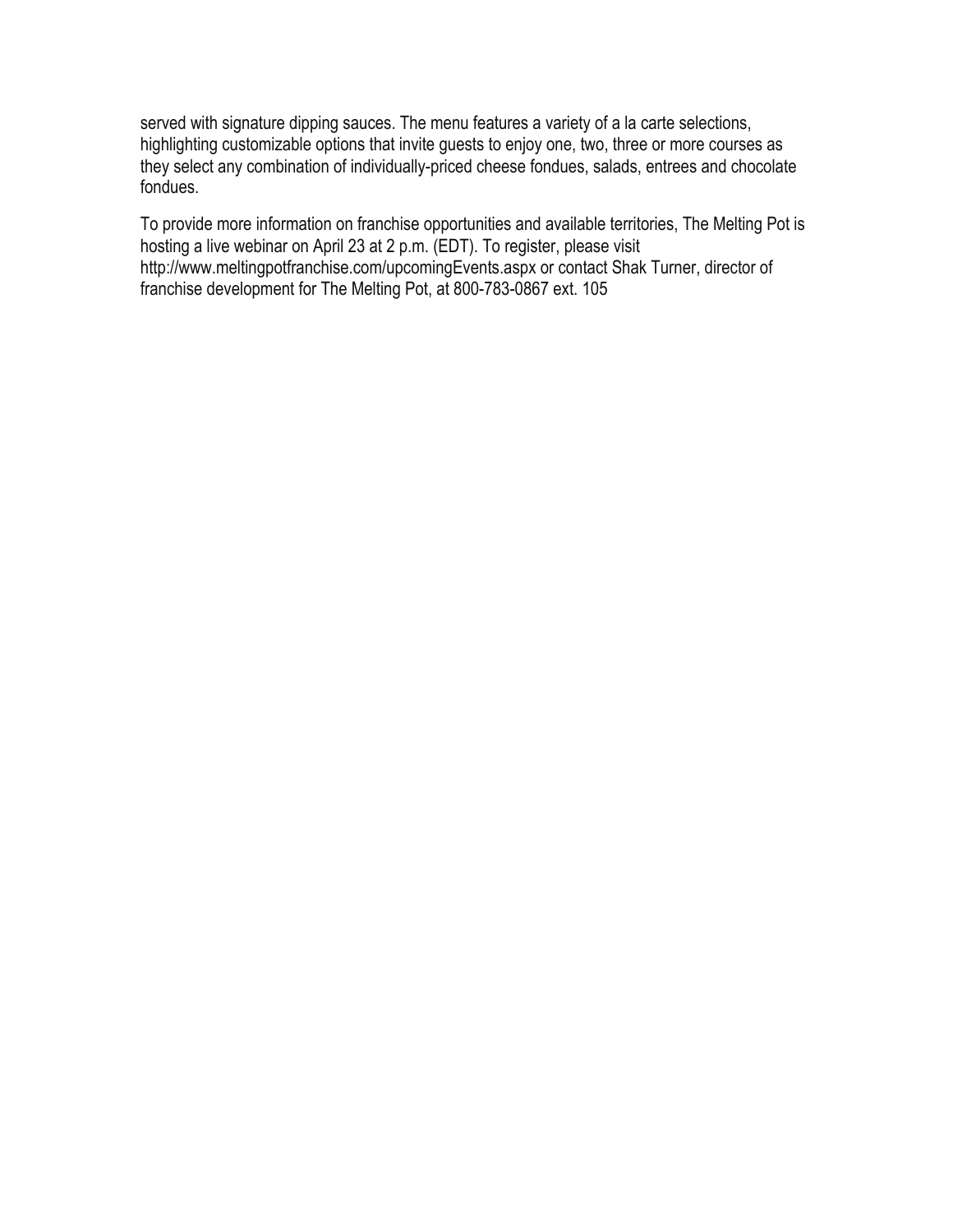served with signature dipping sauces. The menu features a variety of a la carte selections, highlighting customizable options that invite guests to enjoy one, two, three or more courses as they select any combination of individually-priced cheese fondues, salads, entrees and chocolate fondues.

To provide more information on franchise opportunities and available territories, The Melting Pot is hosting a live webinar on April 23 at 2 p.m. (EDT). To register, please visit http://www.meltingpotfranchise.com/upcomingEvents.aspx or contact Shak Turner, director of franchise development for The Melting Pot, at 800-783-0867 ext. 105